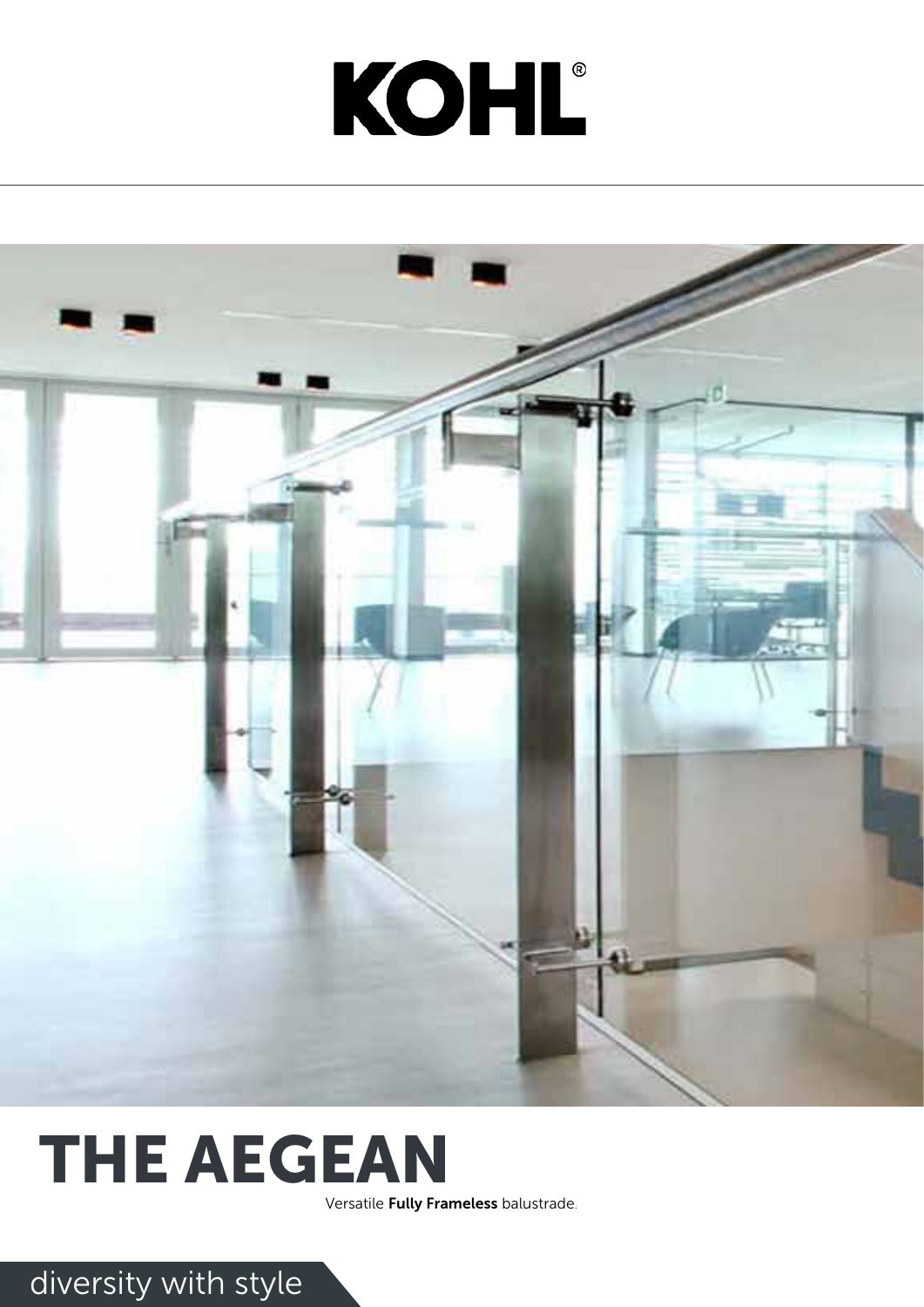# KOHL®

# THE AEGEAN

Versatile **Fully Frameless** balustrade.

diversity with style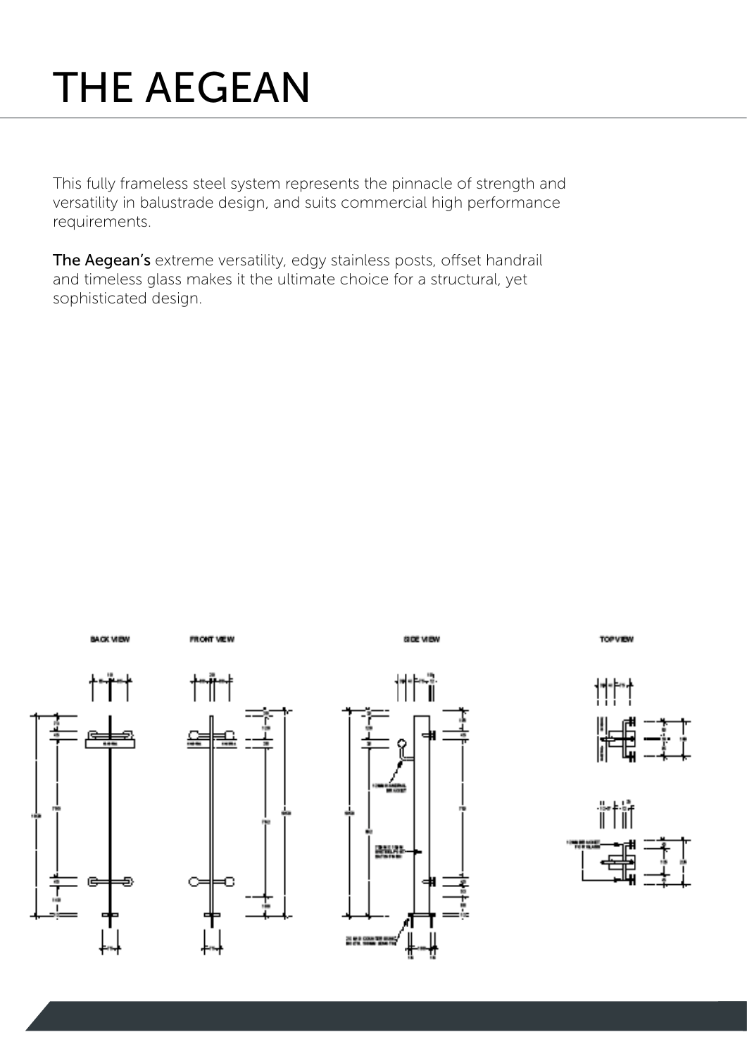# THE AEGEAN

This fully frameless steel system represents the pinnacle of strength and versatility in balustrade design, and suits commercial high performance requirements.

**The Aegean's** extreme versatility, edgy stainless posts, offset handrail and timeless glass makes it the ultimate choice for a structural, yet sophisticated design.

BACK VIEW

FRONT VIEW

SIDE VIEW

TOP VIEW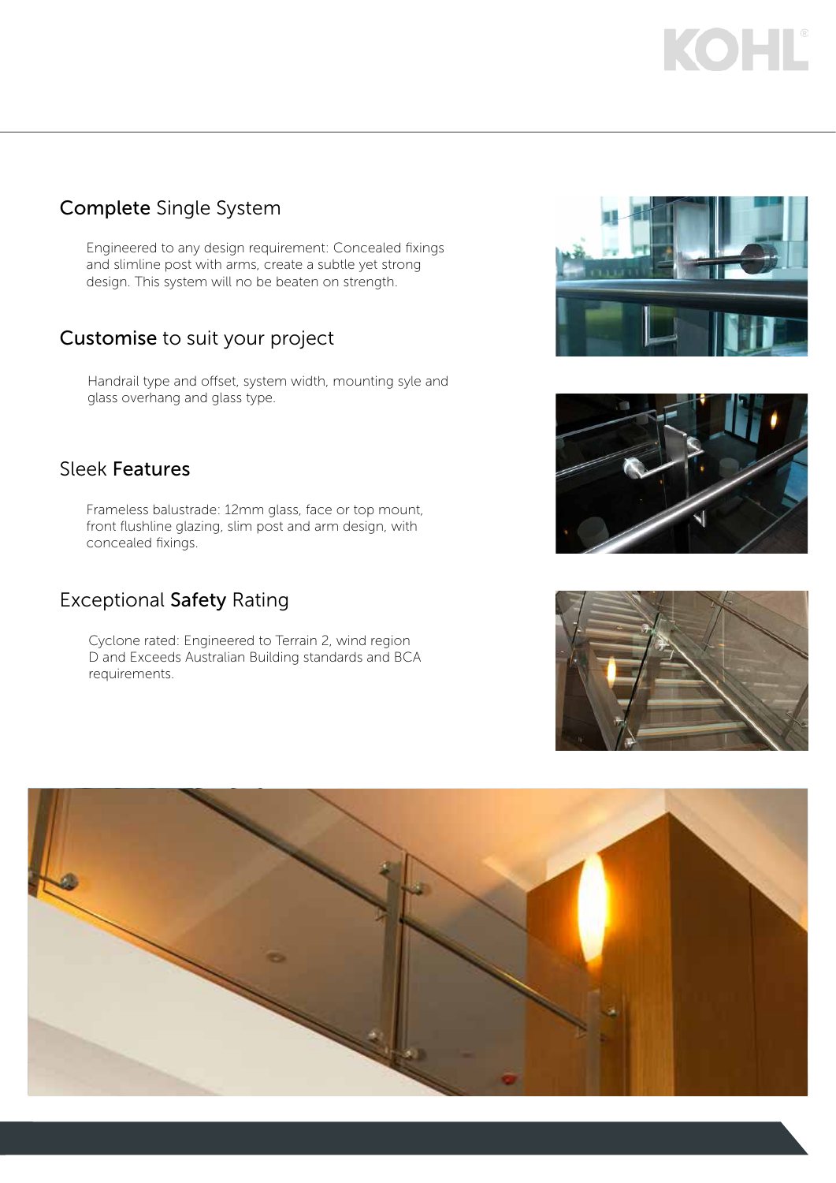## **Complete** Single System

Engineered to any design requirement: Concealed fixings and slimline post with arms, create a subtle yet strong design. This system will no be beaten on strength.

## **Customise** to suit your project

Handrail type and offset, system width, mounting syle and glass overhang and glass type.

## Sleek **Features**

Frameless balustrade: 12mm glass, face or top mount, front flushline glazing, slim post and arm design, with concealed fixings.

## Exceptional **Safety** Rating

Cyclone rated: Engineered to Terrain 2, wind region D and Exceeds Australian Building standards and BCA requirements.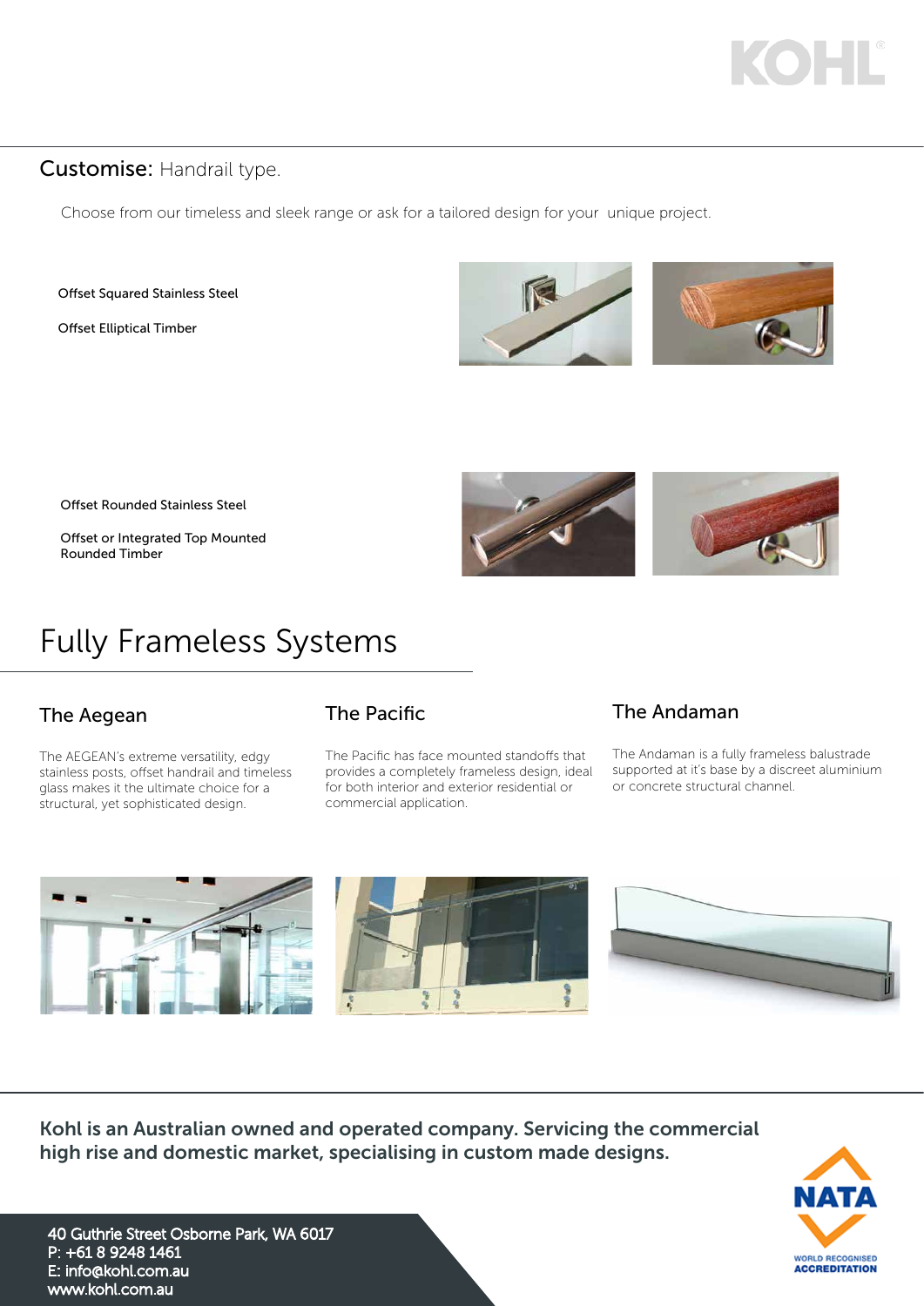## Customise: Handrail type.

Choose from our timeless and sleek range or ask for a tailored design for your unique project.

Offset Squared Stainless Steel

Offset Elliptical Timber

Offset Rounded Stainless Steel

Offset or Integrated Top Mounted Rounded Timber

# Fully Frameless Systems

### The Aegean

The AEGEAN's extreme versatility, edgy stainless posts, offset handrail and timeless glass makes it the ultimate choice for a structural, yet sophisticated design.

### The Pacific

The Pacific has face mounted standoffs that provides a completely frameless design, ideal for both interior and exterior residential or commercial application.

### The Andaman

The Andaman is a fully frameless balustrade supported at it's base by a discreet aluminium or concrete structural channel.

**Kohl is an Australian owned and operated company. Servicing the commercial high rise and domestic market, specialising in custom made designs.**

40 Guthrie Street Osborne Park, WA 6017
P: +61 8 9248 1461
E: info@kohl.com.au
www.kohl.com.au

NATA
WORLD RECOGNISED ACCREDITATION